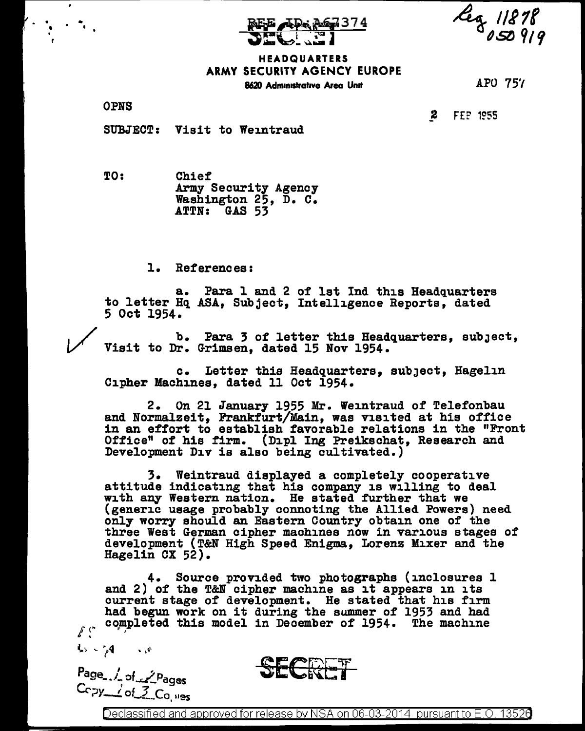REF ID:A67374

SECRET

Reg 11878
050919

**HEADQUARTERS**
**ARMY SECURITY AGENCY EUROPE**
8620 Administrative Area Unit

APO 757

OPNS

2 FEB 1955

SUBJECT: Visit to Weintraud

TO: Chief
Army Security Agency
Washington 25, D. C.
ATTN: GAS 53

1. References:

a. Para 1 and 2 of 1st Ind this Headquarters to letter Hq ASA, Subject, Intelligence Reports, dated 5 Oct 1954.

b. Para 3 of letter this Headquarters, subject, Visit to Dr. Grimsen, dated 15 Nov 1954.

c. Letter this Headquarters, subject, Hagelin Cipher Machines, dated 11 Oct 1954.

2. On 21 January 1955 Mr. Weintraud of Telefonbau and Normalzeit, Frankfurt/Main, was visited at his office in an effort to establish favorable relations in the "Front Office" of his firm. (Dipl Ing Preikschat, Research and Development Div is also being cultivated.)

3. Weintraud displayed a completely cooperative attitude indicating that his company is willing to deal with any Western nation. He stated further that we (generic usage probably connoting the Allied Powers) need only worry should an Eastern Country obtain one of the three West German cipher machines now in various stages of development (T&N High Speed Enigma, Lorenz Mixer and the Hagelin CX 52).

4. Source provided two photographs (inclosures 1 and 2) of the T&N cipher machine as it appears in its current stage of development. He stated that his firm had begun work on it during the summer of 1953 and had completed this model in December of 1954. The machine

Page 1 of 2 Pages
Copy 1 of 3 Copies

SECRET

Declassified and approved for release by NSA on 06-03-2014 pursuant to E.O. 13526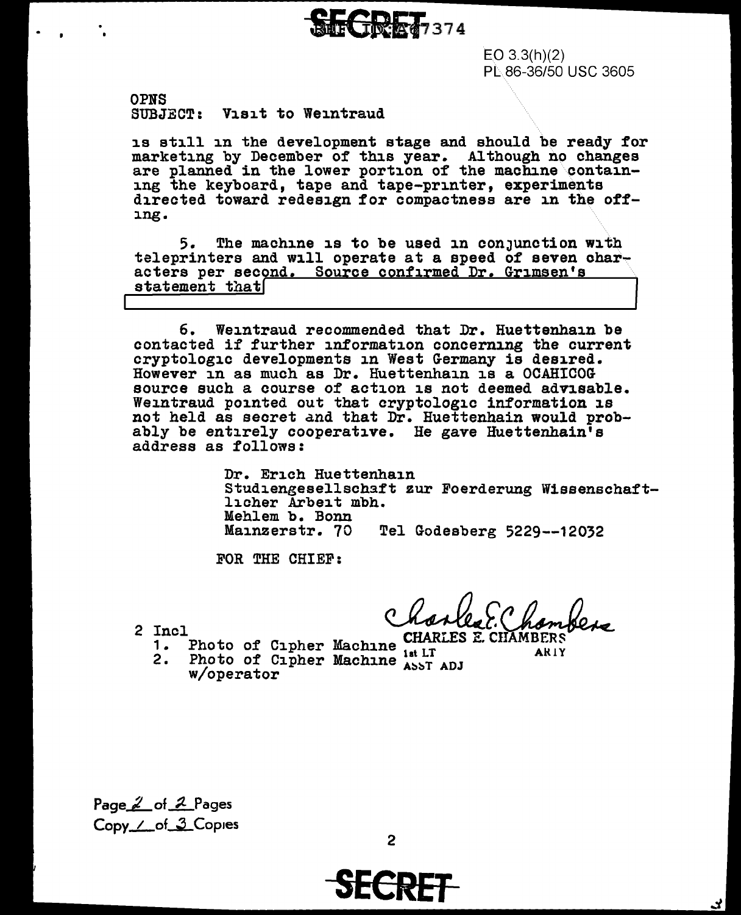SECRET

EO 3.3(h)(2)
PL 86-36/50 USC 3605

OPNS
SUBJECT: Visit to Weintraud

is still in the development stage and should be ready for marketing by December of this year. Although no changes are planned in the lower portion of the machine containing the keyboard, tape and tape-printer, experiments directed toward redesign for compactness are in the offing.

5. The machine is to be used in conjunction with teleprinters and will operate at a speed of seven characters per second. Source confirmed Dr. Grimsen's statement that [redacted]

6. Weintraud recommended that Dr. Huettenhain be contacted if further information concerning the current cryptologic developments in West Germany is desired. However in as much as Dr. Huettenhain is a OCAHICOG source such a course of action is not deemed advisable. Weintraud pointed out that cryptologic information is not held as secret and that Dr. Huettenhain would probably be entirely cooperative. He gave Huettenhain's address as follows:

> Dr. Erich Huettenhain
> Studiengesellschaft zur Foerderung Wissenschaftlicher Arbeit mbh.
> Mehlem b. Bonn
> Mainzerstr. 70 Tel Godesberg 5229--12032

FOR THE CHIEF:

Charles E. Chambers
CHARLES E. CHAMBERS
1st LT ARTY
ASST ADJ

2 Incl
1. Photo of Cipher Machine
2. Photo of Cipher Machine w/operator

Copy 1 of 3 Copies

SECRET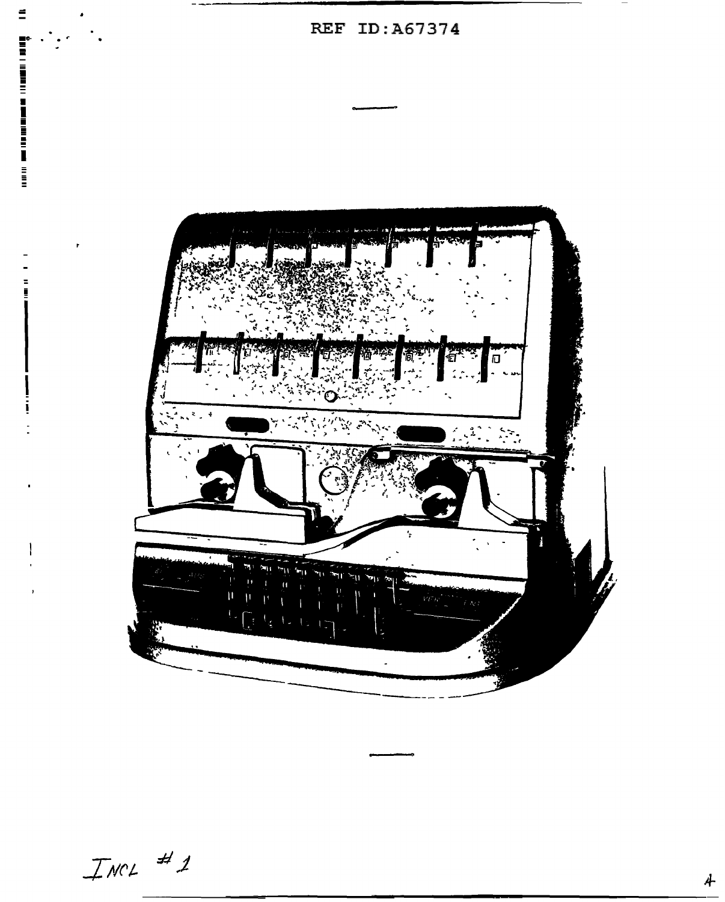INCL #1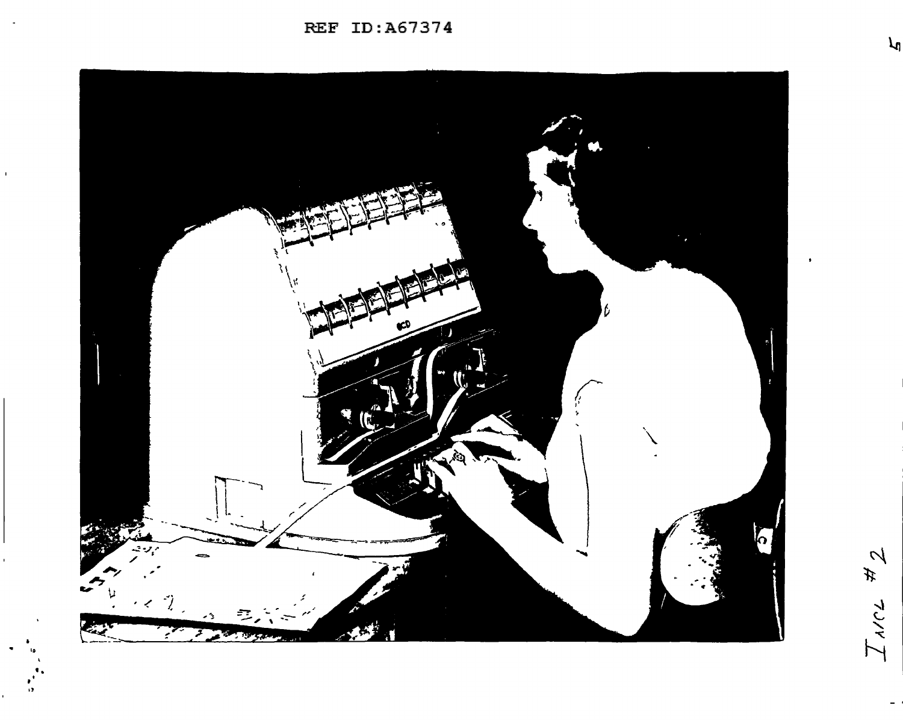Incl #2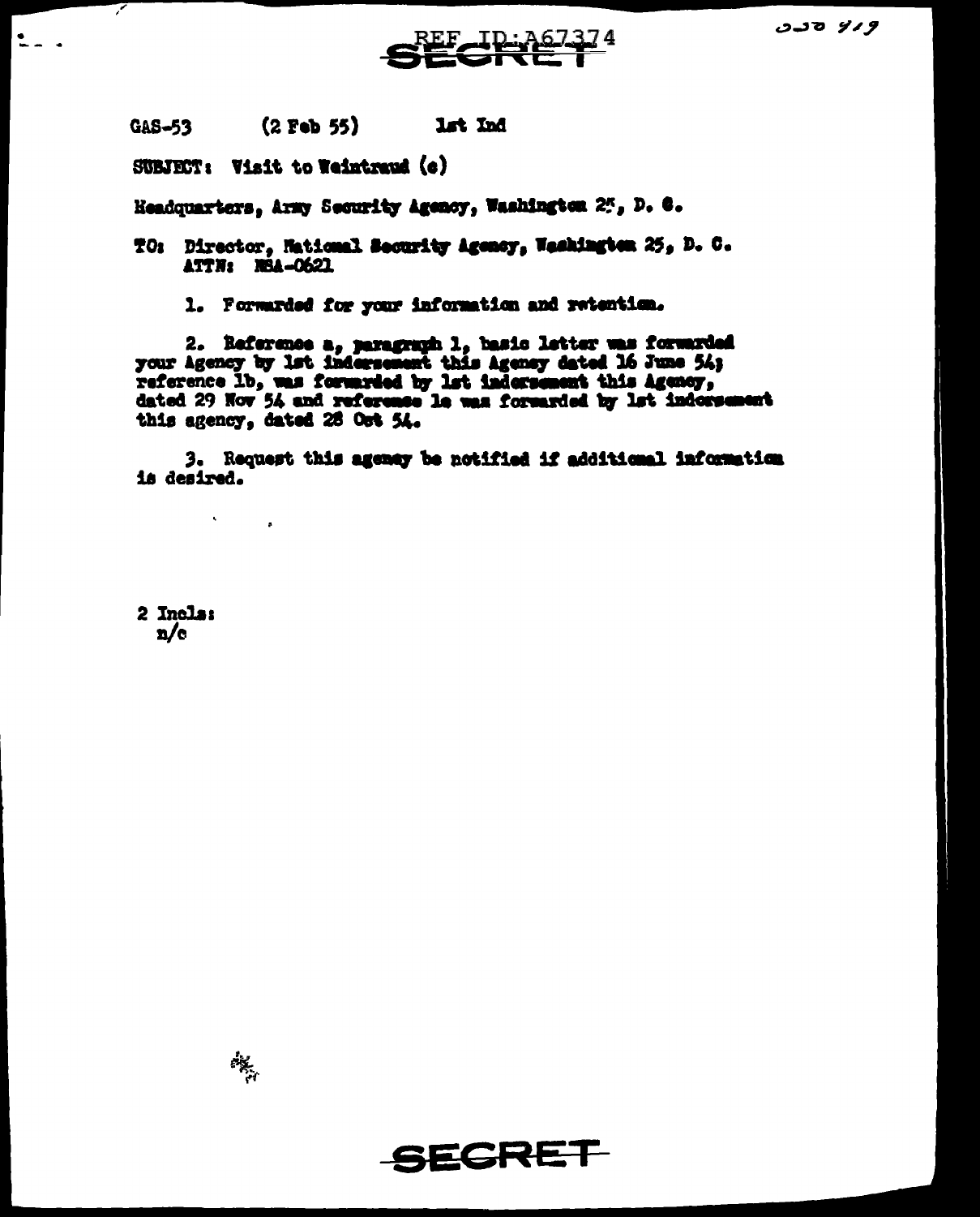REF ID:A67374

SECRET

GAS-53 (2 Feb 55) 1st Ind

SUBJECT: Visit to Weintraud (c)

Headquarters, Army Security Agency, Washington 25, D. C.

TO: Director, National Security Agency, Washington 25, D. C.
ATTN: NSA-0621

1. Forwarded for your information and retention.

2. Reference a, paragraph 1, basic letter was forwarded your Agency by 1st indorsement this Agency dated 16 June 54; reference 1b, was forwarded by 1st indorsement this Agency, dated 29 Nov 54 and reference 1e was forwarded by 1st indorsement this agency, dated 28 Oct 54.

3. Request this agency be notified if additional information is desired.

2 Incls:
n/c

SECRET